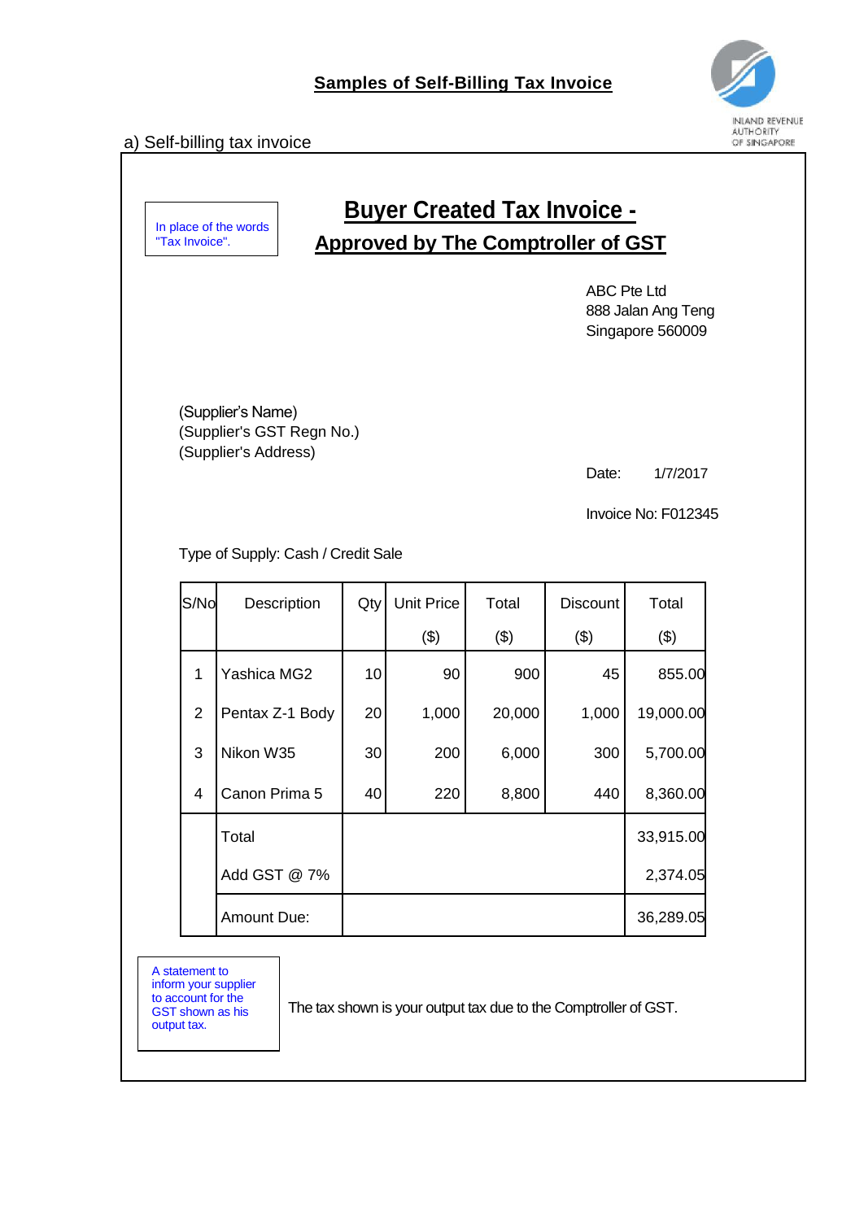## Samples of Self-Billing Tax Invoice

INLAND REVENUE AUTHORITY OF SINGAPORE

a) Self-billing tax invoice

In place of the words "Tax Invoice".

# Buyer Created Tax Invoice - Approved by The Comptroller of GST

ABC Pte Ltd
888 Jalan Ang Teng
Singapore 560009

(Supplier's Name)
(Supplier's GST Regn No.)
(Supplier's Address)

Date: 1/7/2017

Invoice No: F012345

Type of Supply: Cash / Credit Sale

| S/No | Description | Qty | Unit Price ($) | Total ($) | Discount ($) | Total ($) |
|---|---|---|---|---|---|---|
| 1 | Yashica MG2 | 10 | 90 | 900 | 45 | 855.00 |
| 2 | Pentax Z-1 Body | 20 | 1,000 | 20,000 | 1,000 | 19,000.00 |
| 3 | Nikon W35 | 30 | 200 | 6,000 | 300 | 5,700.00 |
| 4 | Canon Prima 5 | 40 | 220 | 8,800 | 440 | 8,360.00 |
| | Total | | | | | 33,915.00 |
| | Add GST @ 7% | | | | | 2,374.05 |
| | Amount Due: | | | | | 36,289.05 |

A statement to inform your supplier to account for the GST shown as his output tax.

The tax shown is your output tax due to the Comptroller of GST.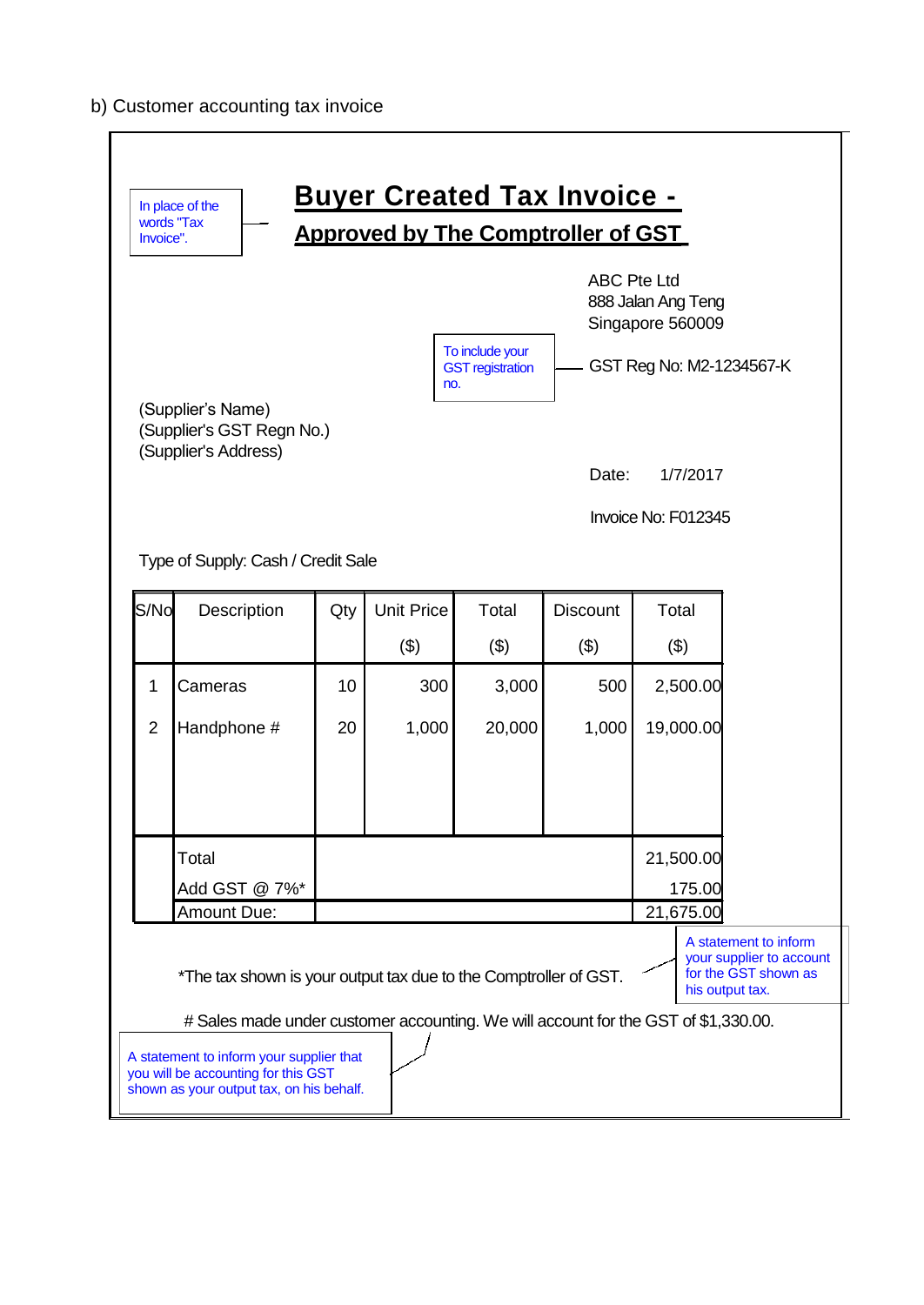b) Customer accounting tax invoice

In place of the words "Tax Invoice".

# Buyer Created Tax Invoice -
## Approved by The Comptroller of GST

ABC Pte Ltd
888 Jalan Ang Teng
Singapore 560009

To include your GST registration no.

GST Reg No: M2-1234567-K

(Supplier's Name)
(Supplier's GST Regn No.)
(Supplier's Address)

Date: 1/7/2017

Invoice No: F012345

Type of Supply: Cash / Credit Sale

| S/No | Description | Qty | Unit Price ($) | Total ($) | Discount ($) | Total ($) |
|---|---|---|---|---|---|---|
| 1 | Cameras | 10 | 300 | 3,000 | 500 | 2,500.00 |
| 2 | Handphone # | 20 | 1,000 | 20,000 | 1,000 | 19,000.00 |
| | Total | | | | | 21,500.00 |
| | Add GST @ 7%* | | | | | 175.00 |
| | Amount Due: | | | | | 21,675.00 |

*The tax shown is your output tax due to the Comptroller of GST.

A statement to inform your supplier to account for the GST shown as his output tax.

# Sales made under customer accounting. We will account for the GST of $1,330.00.

A statement to inform your supplier that you will be accounting for this GST shown as your output tax, on his behalf.